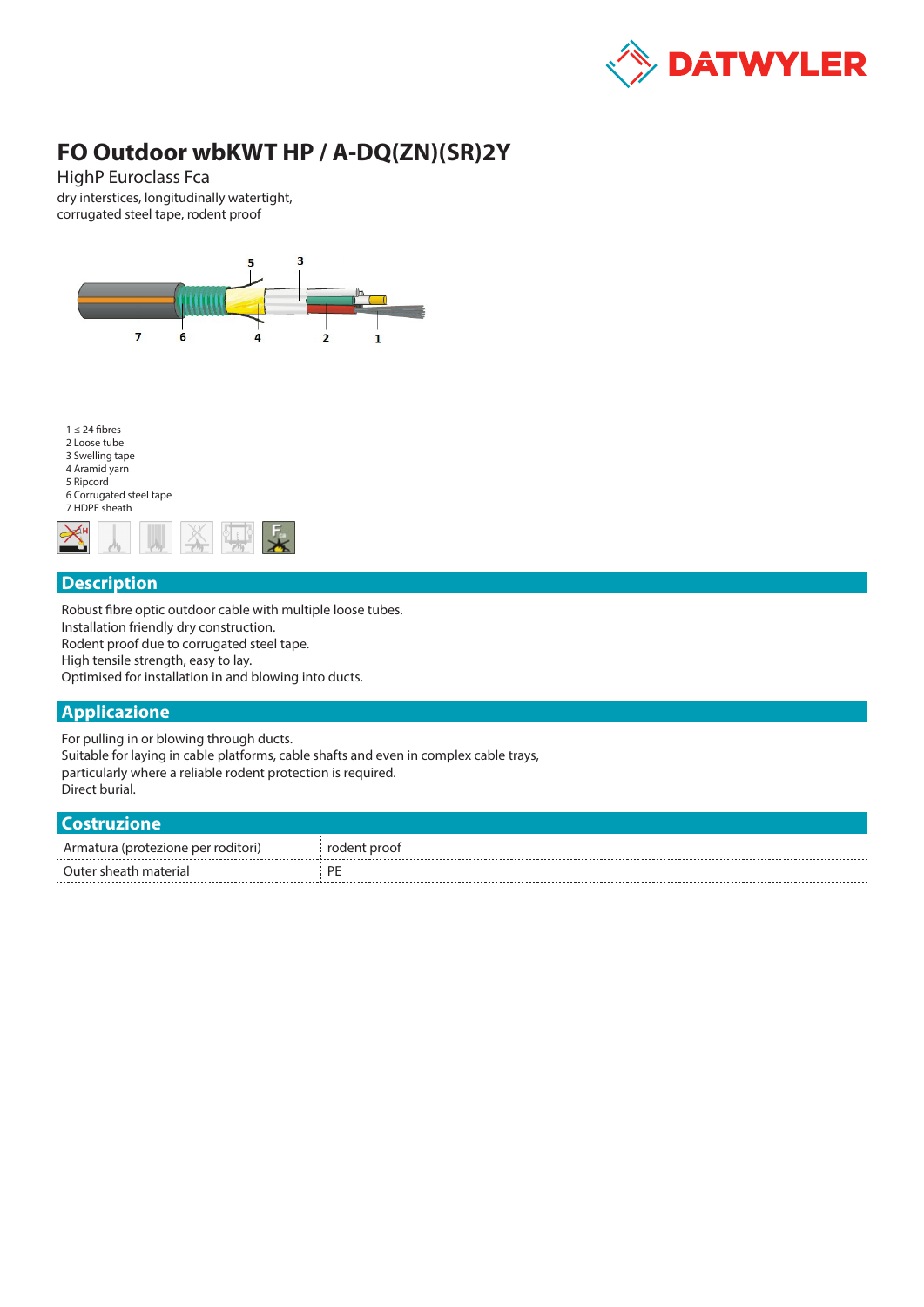# FO Outdoor wbKWT HP / A-DQ(ZN)(SR)2Y

HighP Euroclass Fca

dry interstices, longitudinally watertight,
corrugated steel tape, rodent proof

1 ≤ 24 fibres
2 Loose tube
3 Swelling tape
4 Aramid yarn
5 Ripcord
6 Corrugated steel tape
7 HDPE sheath

## Description

Robust fibre optic outdoor cable with multiple loose tubes.
Installation friendly dry construction.
Rodent proof due to corrugated steel tape.
High tensile strength, easy to lay.
Optimised for installation in and blowing into ducts.

## Applicazione

For pulling in or blowing through ducts.
Suitable for laying in cable platforms, cable shafts and even in complex cable trays, particularly where a reliable rodent protection is required.
Direct burial.

## Costruzione

| | |
|---|---|
| Armatura (protezione per roditori) | rodent proof |
| Outer sheath material | PE |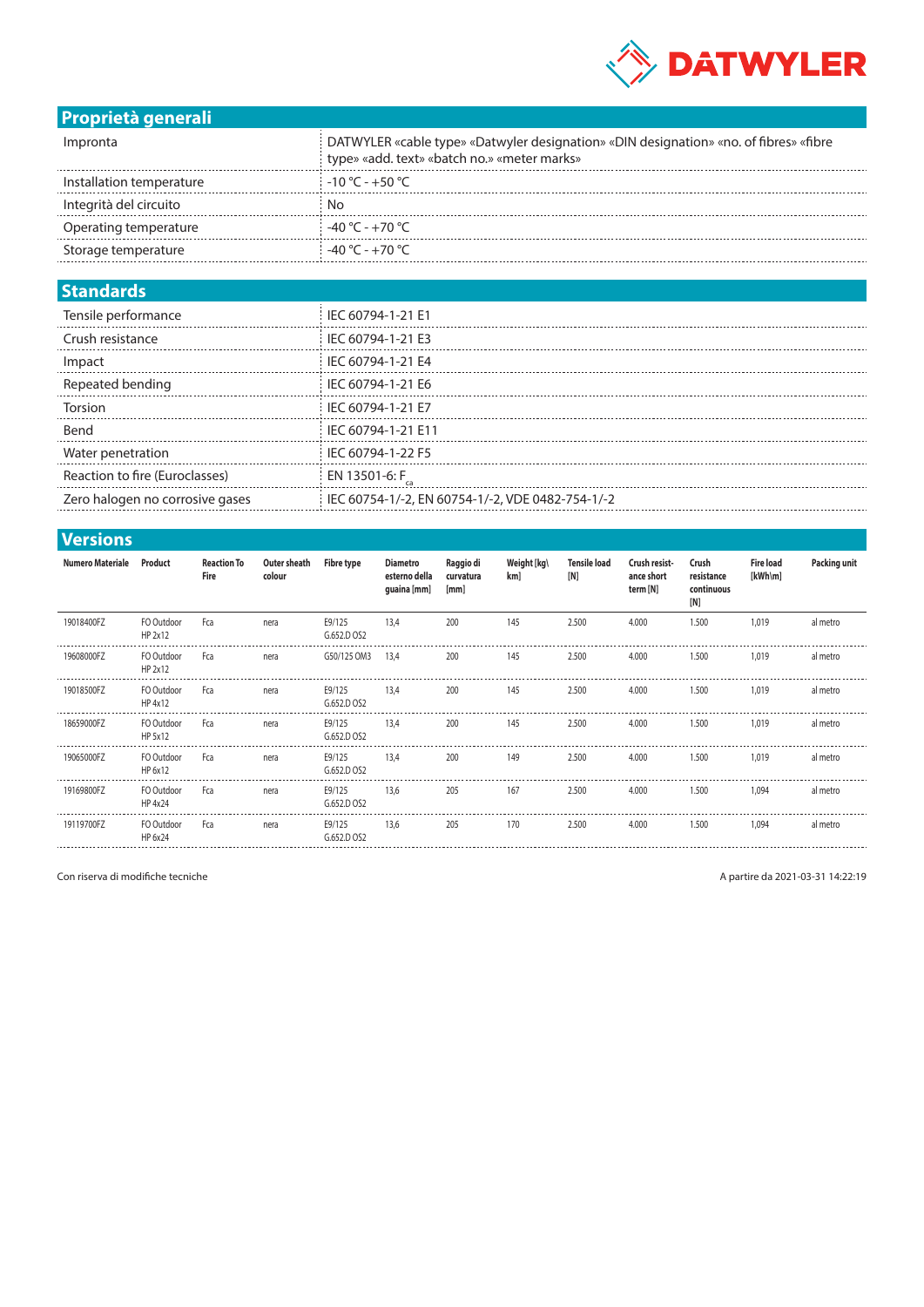## Proprietà generali

| | |
|---|---|
| Impronta | DATWYLER «cable type» «Datwyler designation» «DIN designation» «no. of fibres» «fibre type» «add. text» «batch no.» «meter marks» |
| Installation temperature | -10 °C - +50 °C |
| Integrità del circuito | No |
| Operating temperature | -40 °C - +70 °C |
| Storage temperature | -40 °C - +70 °C |

## Standards

| | |
|---|---|
| Tensile performance | IEC 60794-1-21 E1 |
| Crush resistance | IEC 60794-1-21 E3 |
| Impact | IEC 60794-1-21 E4 |
| Repeated bending | IEC 60794-1-21 E6 |
| Torsion | IEC 60794-1-21 E7 |
| Bend | IEC 60794-1-21 E11 |
| Water penetration | IEC 60794-1-22 F5 |
| Reaction to fire (Euroclasses) | EN 13501-6: $F_{ca}$ |
| Zero halogen no corrosive gases | IEC 60754-1/-2, EN 60754-1/-2, VDE 0482-754-1/-2 |

## Versions

| Numero Materiale | Product | Reaction To Fire | Outer sheath colour | Fibre type | Diametro esterno della guaina [mm] | Raggio di curvatura [mm] | Weight [kg\km] | Tensile load [N] | Crush resistance short term [N] | Crush resistance continuous [N] | Fire load [kWh\m] | Packing unit |
|---|---|---|---|---|---|---|---|---|---|---|---|---|
| 19018400FZ | FO Outdoor HP 2x12 | Fca | nera | E9/125 G.652.D OS2 | 13,4 | 200 | 145 | 2.500 | 4.000 | 1.500 | 1,019 | al metro |
| 19608000FZ | FO Outdoor HP 2x12 | Fca | nera | G50/125 OM3 | 13,4 | 200 | 145 | 2.500 | 4.000 | 1.500 | 1,019 | al metro |
| 19018500FZ | FO Outdoor HP 4x12 | Fca | nera | E9/125 G.652.D OS2 | 13,4 | 200 | 145 | 2.500 | 4.000 | 1.500 | 1,019 | al metro |
| 18659000FZ | FO Outdoor HP 5x12 | Fca | nera | E9/125 G.652.D OS2 | 13,4 | 200 | 145 | 2.500 | 4.000 | 1.500 | 1,019 | al metro |
| 19065000FZ | FO Outdoor HP 6x12 | Fca | nera | E9/125 G.652.D OS2 | 13,4 | 200 | 149 | 2.500 | 4.000 | 1.500 | 1,019 | al metro |
| 19169800FZ | FO Outdoor HP 4x24 | Fca | nera | E9/125 G.652.D OS2 | 13,6 | 205 | 167 | 2.500 | 4.000 | 1.500 | 1,094 | al metro |
| 19119700FZ | FO Outdoor HP 6x24 | Fca | nera | E9/125 G.652.D OS2 | 13,6 | 205 | 170 | 2.500 | 4.000 | 1.500 | 1,094 | al metro |

Con riserva di modifiche tecniche

A partire da 2021-03-31 14:22:19